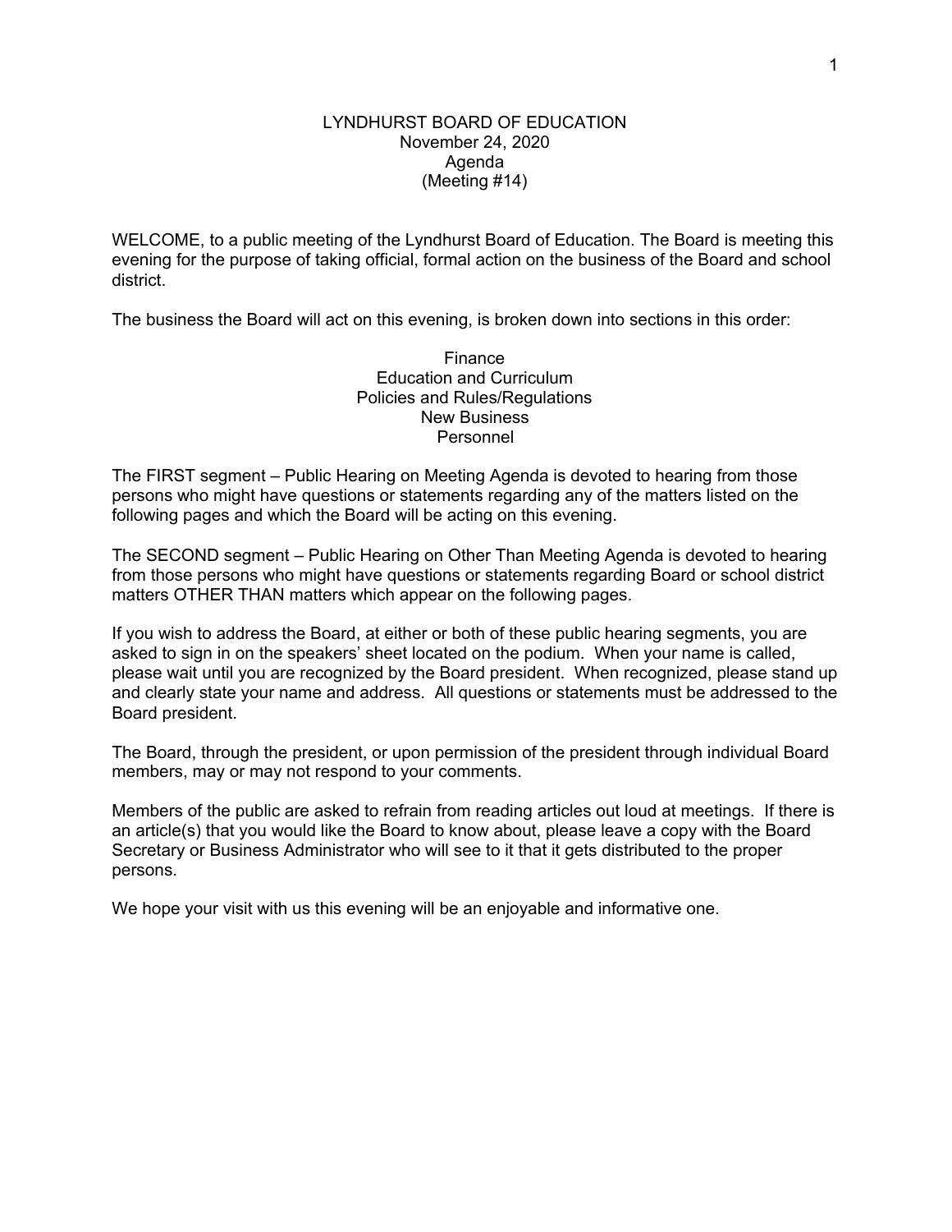# LYNDHURST BOARD OF EDUCATION

**November 24, 2020**
**Agenda**
**(Meeting #14)**

WELCOME, to a public meeting of the Lyndhurst Board of Education. The Board is meeting this evening for the purpose of taking official, formal action on the business of the Board and school district.

The business the Board will act on this evening, is broken down into sections in this order:

Finance
Education and Curriculum
Policies and Rules/Regulations
New Business
Personnel

The FIRST segment – Public Hearing on Meeting Agenda is devoted to hearing from those persons who might have questions or statements regarding any of the matters listed on the following pages and which the Board will be acting on this evening.

The SECOND segment – Public Hearing on Other Than Meeting Agenda is devoted to hearing from those persons who might have questions or statements regarding Board or school district matters OTHER THAN matters which appear on the following pages.

If you wish to address the Board, at either or both of these public hearing segments, you are asked to sign in on the speakers' sheet located on the podium. When your name is called, please wait until you are recognized by the Board president. When recognized, please stand up and clearly state your name and address. All questions or statements must be addressed to the Board president.

The Board, through the president, or upon permission of the president through individual Board members, may or may not respond to your comments.

Members of the public are asked to refrain from reading articles out loud at meetings. If there is an article(s) that you would like the Board to know about, please leave a copy with the Board Secretary or Business Administrator who will see to it that it gets distributed to the proper persons.

We hope your visit with us this evening will be an enjoyable and informative one.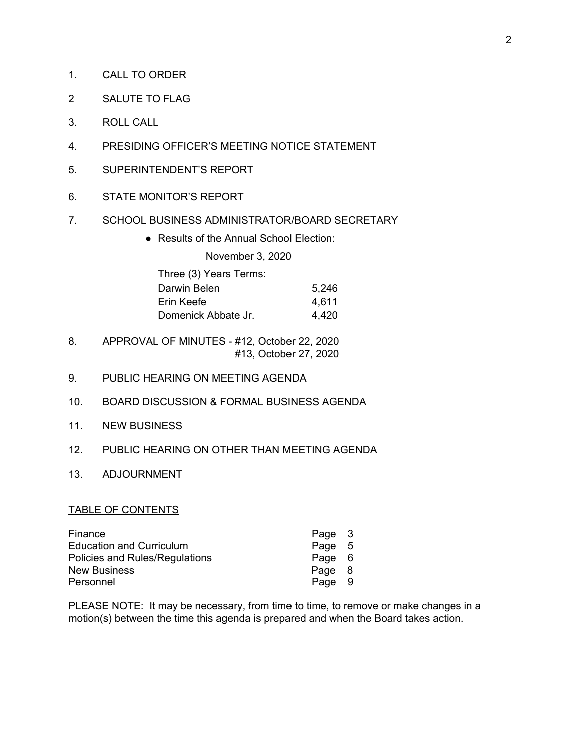1. CALL TO ORDER

2 SALUTE TO FLAG

3. ROLL CALL

4. PRESIDING OFFICER'S MEETING NOTICE STATEMENT

5. SUPERINTENDENT'S REPORT

6. STATE MONITOR'S REPORT

7. SCHOOL BUSINESS ADMINISTRATOR/BOARD SECRETARY

   - Results of the Annual School Election:

     November 3, 2020

     | Three (3) Years Terms: | |
     |---|---|
     | Darwin Belen | 5,246 |
     | Erin Keefe | 4,611 |
     | Domenick Abbate Jr. | 4,420 |

8. APPROVAL OF MINUTES - #12, October 22, 2020
   #13, October 27, 2020

9. PUBLIC HEARING ON MEETING AGENDA

10. BOARD DISCUSSION & FORMAL BUSINESS AGENDA

11. NEW BUSINESS

12. PUBLIC HEARING ON OTHER THAN MEETING AGENDA

13. ADJOURNMENT

## TABLE OF CONTENTS

| | |
|---|---|
| Finance | Page 3 |
| Education and Curriculum | Page 5 |
| Policies and Rules/Regulations | Page 6 |
| New Business | Page 8 |
| Personnel | Page 9 |

PLEASE NOTE: It may be necessary, from time to time, to remove or make changes in a motion(s) between the time this agenda is prepared and when the Board takes action.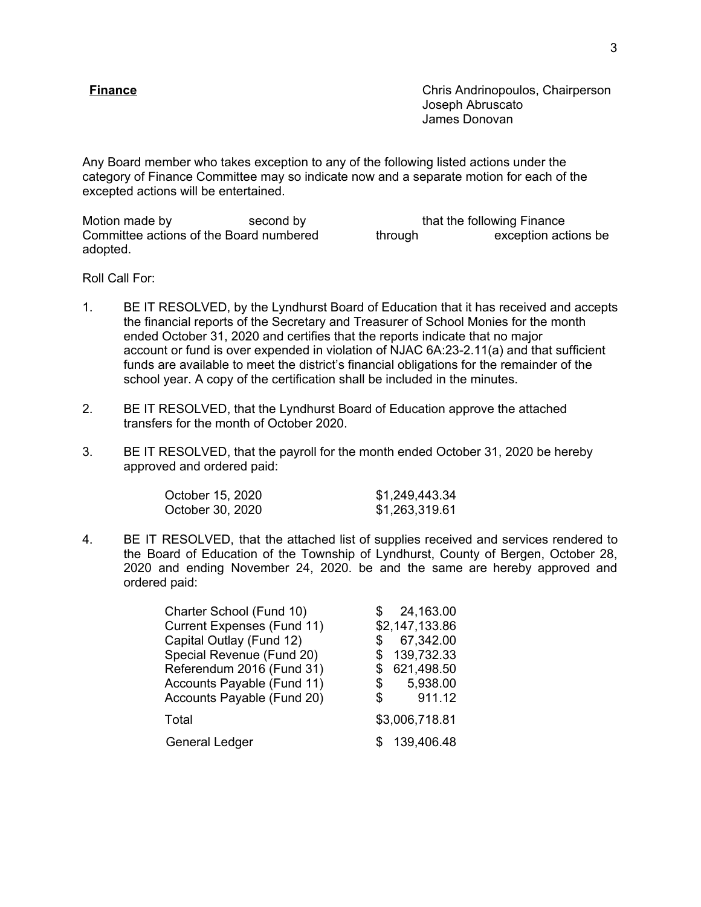**Finance**

Chris Andrinopoulos, Chairperson
Joseph Abruscato
James Donovan

Any Board member who takes exception to any of the following listed actions under the category of Finance Committee may so indicate now and a separate motion for each of the excepted actions will be entertained.

Motion made by second by that the following Finance Committee actions of the Board numbered through exception actions be adopted.

Roll Call For:

1. BE IT RESOLVED, by the Lyndhurst Board of Education that it has received and accepts the financial reports of the Secretary and Treasurer of School Monies for the month ended October 31, 2020 and certifies that the reports indicate that no major account or fund is over expended in violation of NJAC 6A:23-2.11(a) and that sufficient funds are available to meet the district's financial obligations for the remainder of the school year. A copy of the certification shall be included in the minutes.

2. BE IT RESOLVED, that the Lyndhurst Board of Education approve the attached transfers for the month of October 2020.

3. BE IT RESOLVED, that the payroll for the month ended October 31, 2020 be hereby approved and ordered paid:

| | |
|---|---|
| October 15, 2020 | $1,249,443.34 |
| October 30, 2020 | $1,263,319.61 |

4. BE IT RESOLVED, that the attached list of supplies received and services rendered to the Board of Education of the Township of Lyndhurst, County of Bergen, October 28, 2020 and ending November 24, 2020. be and the same are hereby approved and ordered paid:

| | |
|---|---|
| Charter School (Fund 10) | $ 24,163.00 |
| Current Expenses (Fund 11) | $2,147,133.86 |
| Capital Outlay (Fund 12) | $ 67,342.00 |
| Special Revenue (Fund 20) | $ 139,732.33 |
| Referendum 2016 (Fund 31) | $ 621,498.50 |
| Accounts Payable (Fund 11) | $ 5,938.00 |
| Accounts Payable (Fund 20) | $ 911.12 |
| Total | $3,006,718.81 |
| General Ledger | $ 139,406.48 |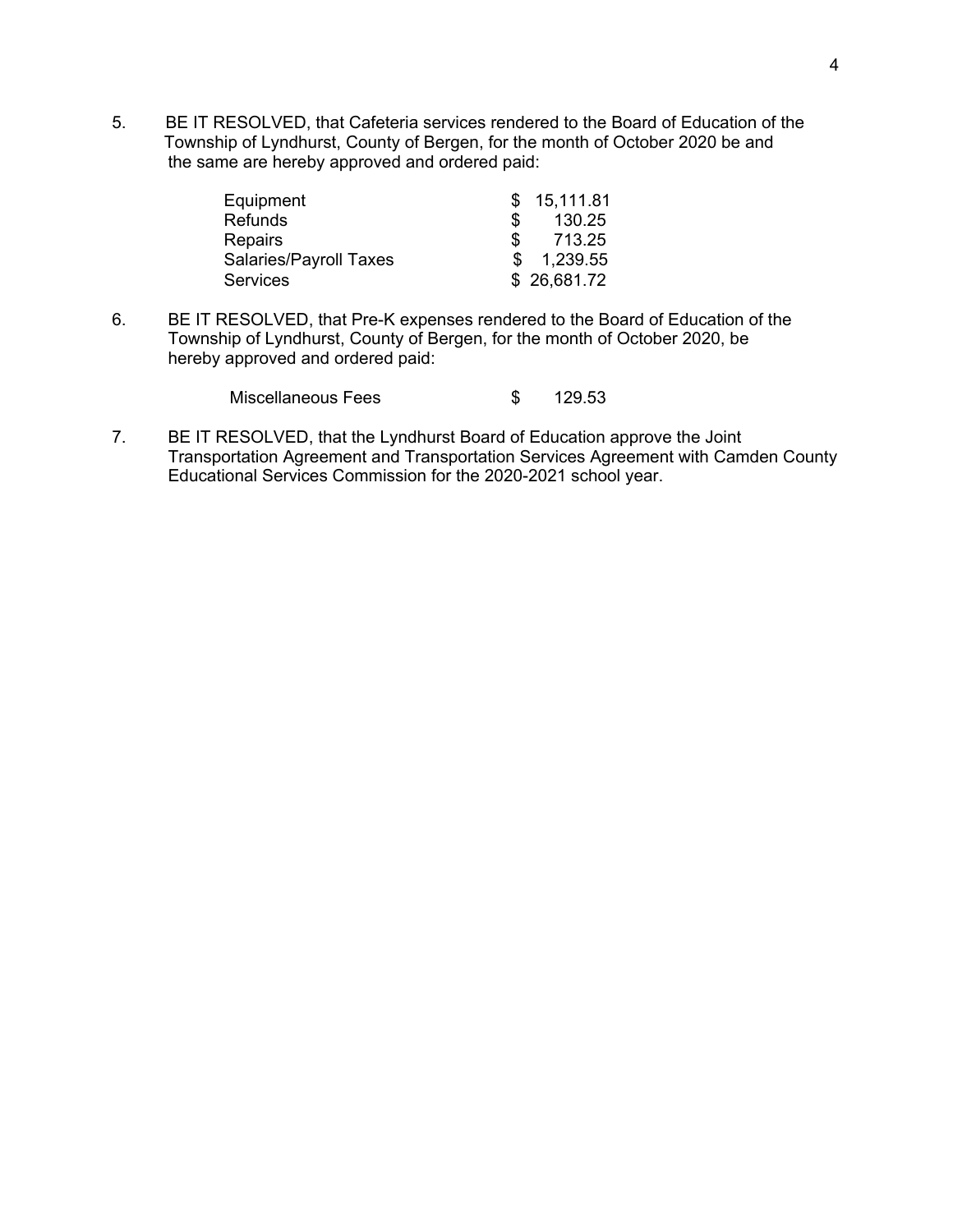5. BE IT RESOLVED, that Cafeteria services rendered to the Board of Education of the Township of Lyndhurst, County of Bergen, for the month of October 2020 be and the same are hereby approved and ordered paid:

| | |
|---|---|
| Equipment | $ 15,111.81 |
| Refunds | $ 130.25 |
| Repairs | $ 713.25 |
| Salaries/Payroll Taxes | $ 1,239.55 |
| Services | $ 26,681.72 |

6. BE IT RESOLVED, that Pre-K expenses rendered to the Board of Education of the Township of Lyndhurst, County of Bergen, for the month of October 2020, be hereby approved and ordered paid:

| | |
|---|---|
| Miscellaneous Fees | $ 129.53 |

7. BE IT RESOLVED, that the Lyndhurst Board of Education approve the Joint Transportation Agreement and Transportation Services Agreement with Camden County Educational Services Commission for the 2020-2021 school year.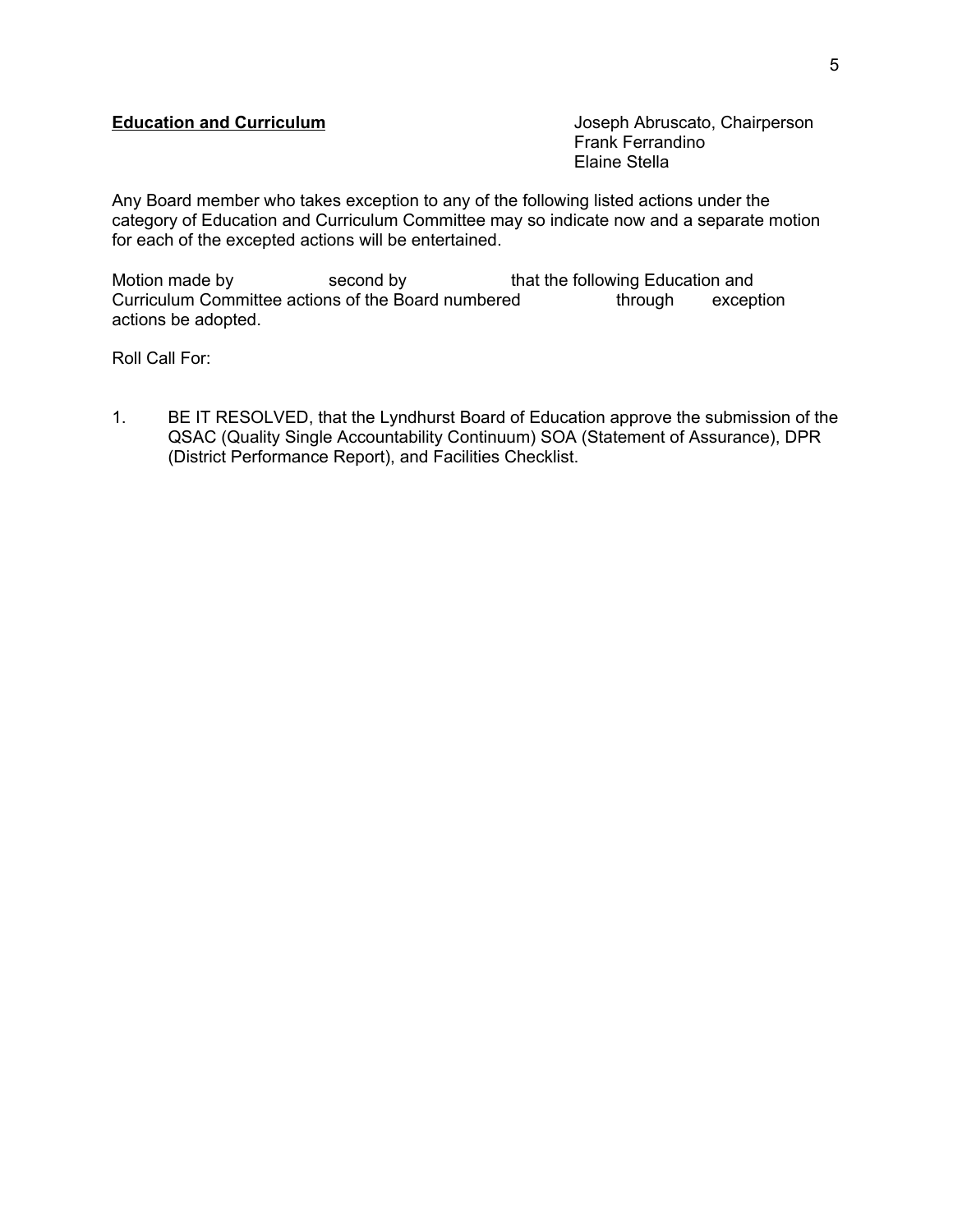**Education and Curriculum**

Joseph Abruscato, Chairperson
Frank Ferrandino
Elaine Stella

Any Board member who takes exception to any of the following listed actions under the category of Education and Curriculum Committee may so indicate now and a separate motion for each of the excepted actions will be entertained.

Motion made by                second by                that the following Education and Curriculum Committee actions of the Board numbered                through        exception actions be adopted.

Roll Call For:

1. BE IT RESOLVED, that the Lyndhurst Board of Education approve the submission of the QSAC (Quality Single Accountability Continuum) SOA (Statement of Assurance), DPR (District Performance Report), and Facilities Checklist.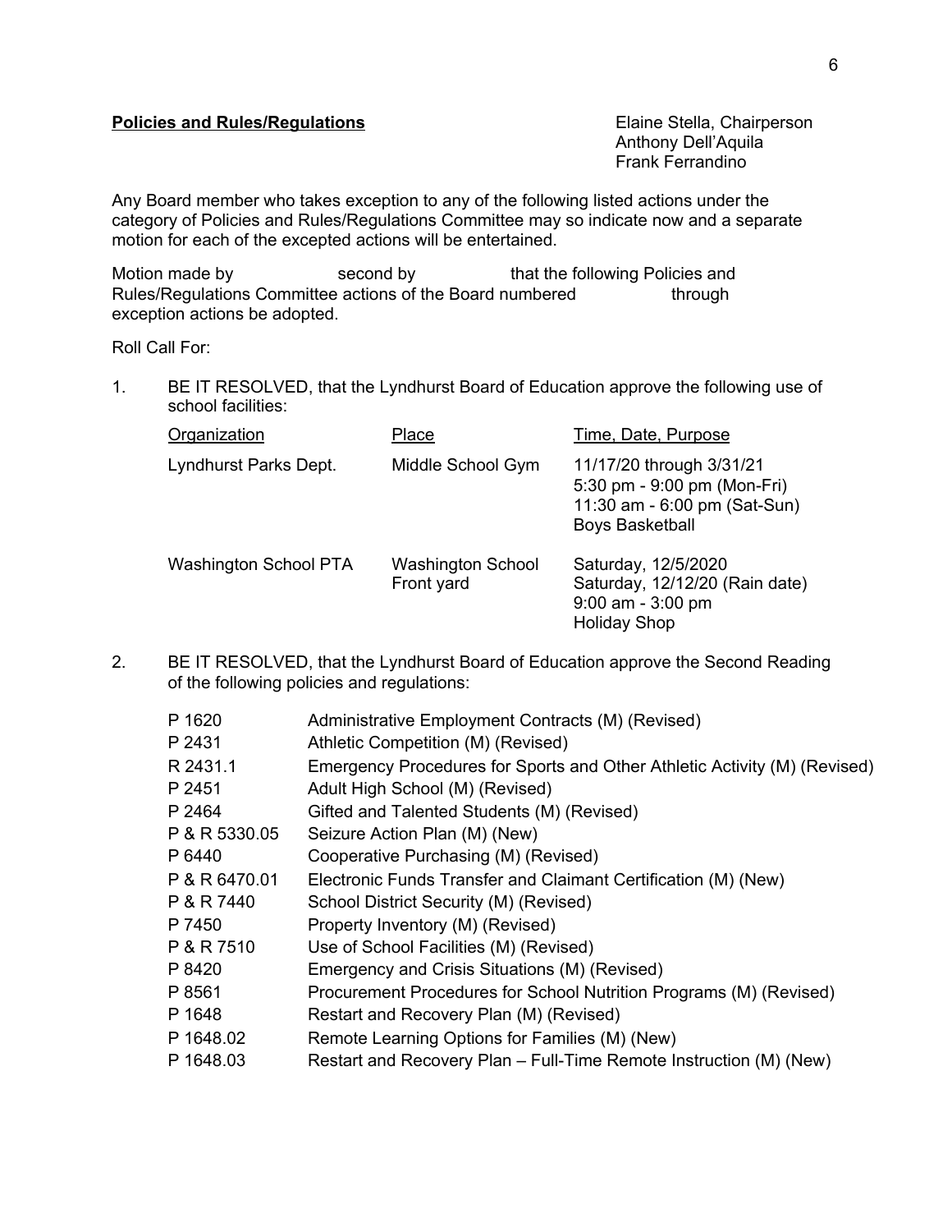**Policies and Rules/Regulations**

Elaine Stella, Chairperson
Anthony Dell'Aquila
Frank Ferrandino

Any Board member who takes exception to any of the following listed actions under the category of Policies and Rules/Regulations Committee may so indicate now and a separate motion for each of the excepted actions will be entertained.

Motion made by                    second by                    that the following Policies and Rules/Regulations Committee actions of the Board numbered                    through                    exception actions be adopted.

Roll Call For:

1. BE IT RESOLVED, that the Lyndhurst Board of Education approve the following use of school facilities:

| Organization | Place | Time, Date, Purpose |
|---|---|---|
| Lyndhurst Parks Dept. | Middle School Gym | 11/17/20 through 3/31/21<br>5:30 pm - 9:00 pm (Mon-Fri)<br>11:30 am - 6:00 pm (Sat-Sun)<br>Boys Basketball |
| Washington School PTA | Washington School<br>Front yard | Saturday, 12/5/2020<br>Saturday, 12/12/20 (Rain date)<br>9:00 am - 3:00 pm<br>Holiday Shop |

2. BE IT RESOLVED, that the Lyndhurst Board of Education approve the Second Reading of the following policies and regulations:

| | |
|---|---|
| P 1620 | Administrative Employment Contracts (M) (Revised) |
| P 2431 | Athletic Competition (M) (Revised) |
| R 2431.1 | Emergency Procedures for Sports and Other Athletic Activity (M) (Revised) |
| P 2451 | Adult High School (M) (Revised) |
| P 2464 | Gifted and Talented Students (M) (Revised) |
| P & R 5330.05 | Seizure Action Plan (M) (New) |
| P 6440 | Cooperative Purchasing (M) (Revised) |
| P & R 6470.01 | Electronic Funds Transfer and Claimant Certification (M) (New) |
| P & R 7440 | School District Security (M) (Revised) |
| P 7450 | Property Inventory (M) (Revised) |
| P & R 7510 | Use of School Facilities (M) (Revised) |
| P 8420 | Emergency and Crisis Situations (M) (Revised) |
| P 8561 | Procurement Procedures for School Nutrition Programs (M) (Revised) |
| P 1648 | Restart and Recovery Plan (M) (Revised) |
| P 1648.02 | Remote Learning Options for Families (M) (New) |
| P 1648.03 | Restart and Recovery Plan – Full-Time Remote Instruction (M) (New) |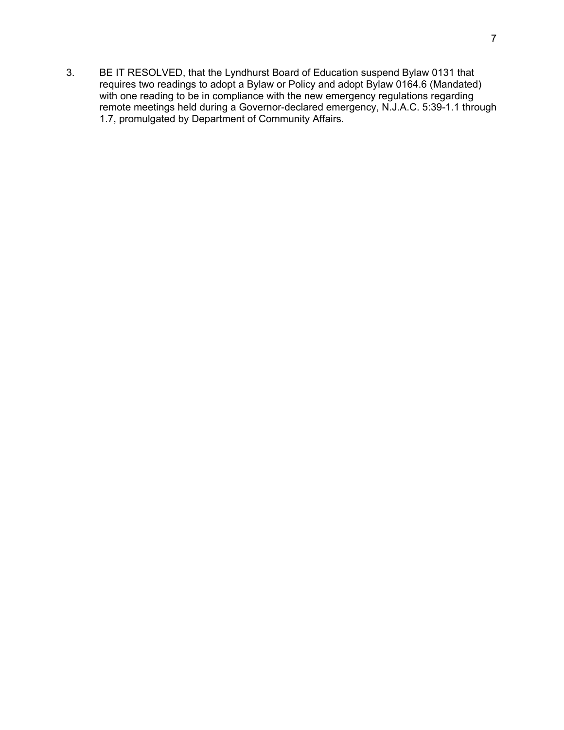3. BE IT RESOLVED, that the Lyndhurst Board of Education suspend Bylaw 0131 that requires two readings to adopt a Bylaw or Policy and adopt Bylaw 0164.6 (Mandated) with one reading to be in compliance with the new emergency regulations regarding remote meetings held during a Governor-declared emergency, N.J.A.C. 5:39-1.1 through 1.7, promulgated by Department of Community Affairs.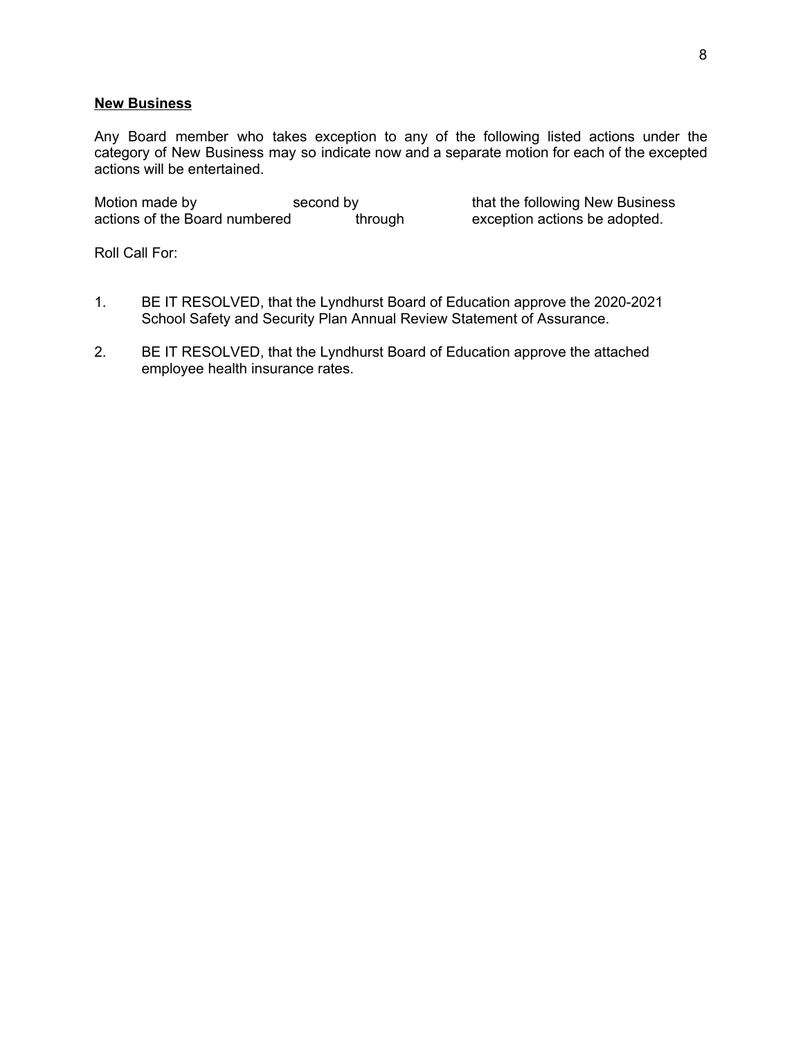**New Business**

Any Board member who takes exception to any of the following listed actions under the category of New Business may so indicate now and a separate motion for each of the excepted actions will be entertained.

Motion made by second by that the following New Business actions of the Board numbered through exception actions be adopted.

Roll Call For:

1. BE IT RESOLVED, that the Lyndhurst Board of Education approve the 2020-2021 School Safety and Security Plan Annual Review Statement of Assurance.

2. BE IT RESOLVED, that the Lyndhurst Board of Education approve the attached employee health insurance rates.